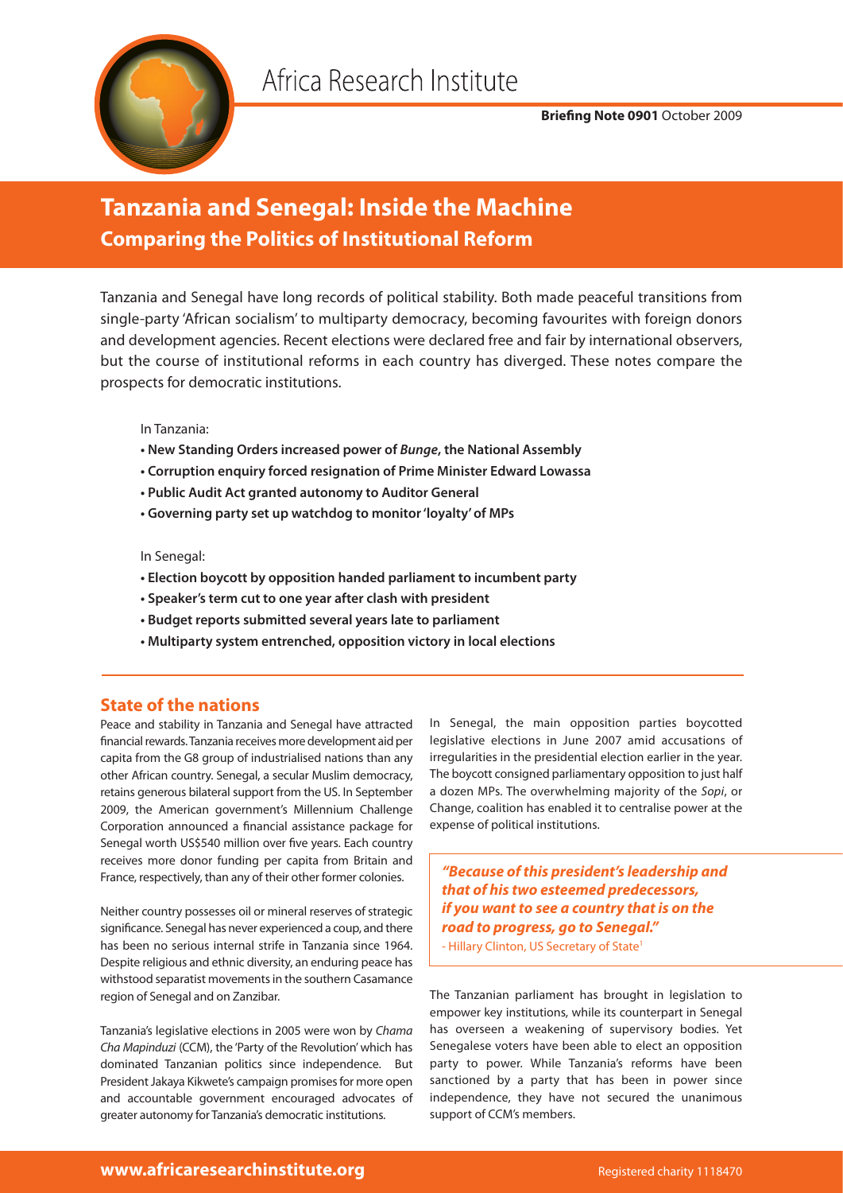Africa Research Institute

**Briefing Note 0901** October 2009

# Tanzania and Senegal: Inside the Machine

## Comparing the Politics of Institutional Reform

Tanzania and Senegal have long records of political stability. Both made peaceful transitions from single-party 'African socialism' to multiparty democracy, becoming favourites with foreign donors and development agencies. Recent elections were declared free and fair by international observers, but the course of institutional reforms in each country has diverged. These notes compare the prospects for democratic institutions.

In Tanzania:

- **New Standing Orders increased power of *Bunge*, the National Assembly**
- **Corruption enquiry forced resignation of Prime Minister Edward Lowassa**
- **Public Audit Act granted autonomy to Auditor General**
- **Governing party set up watchdog to monitor 'loyalty' of MPs**

In Senegal:

- **Election boycott by opposition handed parliament to incumbent party**
- **Speaker's term cut to one year after clash with president**
- **Budget reports submitted several years late to parliament**
- **Multiparty system entrenched, opposition victory in local elections**

## State of the nations

Peace and stability in Tanzania and Senegal have attracted financial rewards. Tanzania receives more development aid per capita from the G8 group of industrialised nations than any other African country. Senegal, a secular Muslim democracy, retains generous bilateral support from the US. In September 2009, the American government's Millennium Challenge Corporation announced a financial assistance package for Senegal worth US$540 million over five years. Each country receives more donor funding per capita from Britain and France, respectively, than any of their other former colonies.

Neither country possesses oil or mineral reserves of strategic significance. Senegal has never experienced a coup, and there has been no serious internal strife in Tanzania since 1964. Despite religious and ethnic diversity, an enduring peace has withstood separatist movements in the southern Casamance region of Senegal and on Zanzibar.

Tanzania's legislative elections in 2005 were won by *Chama Cha Mapinduzi* (CCM), the 'Party of the Revolution' which has dominated Tanzanian politics since independence. But President Jakaya Kikwete's campaign promises for more open and accountable government encouraged advocates of greater autonomy for Tanzania's democratic institutions.

In Senegal, the main opposition parties boycotted legislative elections in June 2007 amid accusations of irregularities in the presidential election earlier in the year. The boycott consigned parliamentary opposition to just half a dozen MPs. The overwhelming majority of the *Sopi*, or Change, coalition has enabled it to centralise power at the expense of political institutions.

> ***"Because of this president's leadership and that of his two esteemed predecessors, if you want to see a country that is on the road to progress, go to Senegal."***
> - Hillary Clinton, US Secretary of State[1]

The Tanzanian parliament has brought in legislation to empower key institutions, while its counterpart in Senegal has overseen a weakening of supervisory bodies. Yet Senegalese voters have been able to elect an opposition party to power. While Tanzania's reforms have been sanctioned by a party that has been in power since independence, they have not secured the unanimous support of CCM's members.

**www.africaresearchinstitute.org** Registered charity 1118470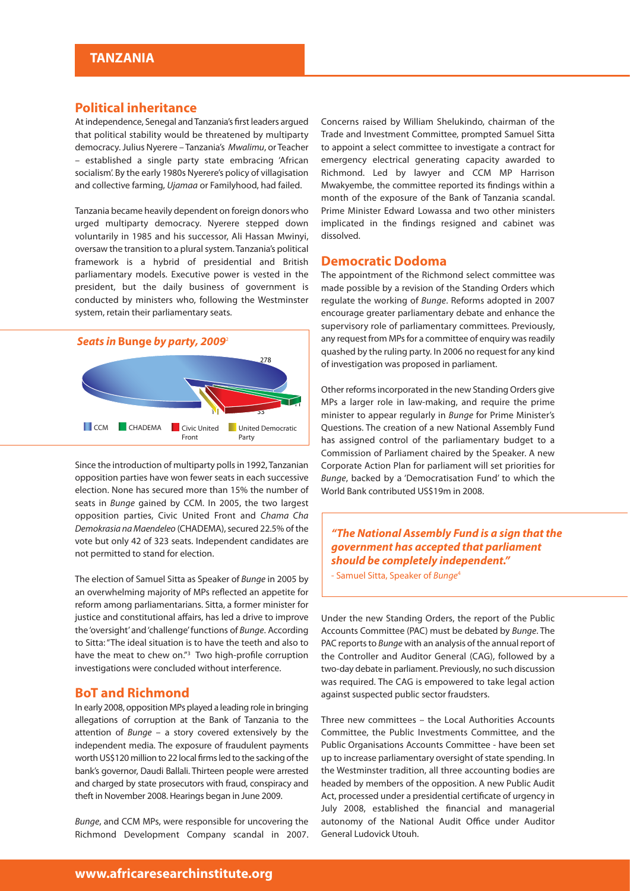## TANZANIA

### Political inheritance

At independence, Senegal and Tanzania's first leaders argued that political stability would be threatened by multiparty democracy. Julius Nyerere – Tanzania's *Mwalimu*, or Teacher – established a single party state embracing 'African socialism'. By the early 1980s Nyerere's policy of villagisation and collective farming, *Ujamaa* or Familyhood, had failed.

Tanzania became heavily dependent on foreign donors who urged multiparty democracy. Nyerere stepped down voluntarily in 1985 and his successor, Ali Hassan Mwinyi, oversaw the transition to a plural system. Tanzania's political framework is a hybrid of presidential and British parliamentary models. Executive power is vested in the president, but the daily business of government is conducted by ministers who, following the Westminster system, retain their parliamentary seats.

***Seats in* Bunge *by party, 2009***[2]

278

11

33

11

CCM | CHADEMA | Civic United Front | United Democratic Party

Since the introduction of multiparty polls in 1992, Tanzanian opposition parties have won fewer seats in each successive election. None has secured more than 15% the number of seats in *Bunge* gained by CCM. In 2005, the two largest opposition parties, Civic United Front and *Chama Cha Demokrasia na Maendeleo* (CHADEMA), secured 22.5% of the vote but only 42 of 323 seats. Independent candidates are not permitted to stand for election.

The election of Samuel Sitta as Speaker of *Bunge* in 2005 by an overwhelming majority of MPs reflected an appetite for reform among parliamentarians. Sitta, a former minister for justice and constitutional affairs, has led a drive to improve the 'oversight' and 'challenge' functions of *Bunge*. According to Sitta: "The ideal situation is to have the teeth and also to have the meat to chew on."[3] Two high-profile corruption investigations were concluded without interference.

### BoT and Richmond

In early 2008, opposition MPs played a leading role in bringing allegations of corruption at the Bank of Tanzania to the attention of *Bunge* – a story covered extensively by the independent media. The exposure of fraudulent payments worth US$120 million to 22 local firms led to the sacking of the bank's governor, Daudi Ballali. Thirteen people were arrested and charged by state prosecutors with fraud, conspiracy and theft in November 2008. Hearings began in June 2009.

*Bunge*, and CCM MPs, were responsible for uncovering the Richmond Development Company scandal in 2007. Concerns raised by William Shelukindo, chairman of the Trade and Investment Committee, prompted Samuel Sitta to appoint a select committee to investigate a contract for emergency electrical generating capacity awarded to Richmond. Led by lawyer and CCM MP Harrison Mwakyembe, the committee reported its findings within a month of the exposure of the Bank of Tanzania scandal. Prime Minister Edward Lowassa and two other ministers implicated in the findings resigned and cabinet was dissolved.

### Democratic Dodoma

The appointment of the Richmond select committee was made possible by a revision of the Standing Orders which regulate the working of *Bunge*. Reforms adopted in 2007 encourage greater parliamentary debate and enhance the supervisory role of parliamentary committees. Previously, any request from MPs for a committee of enquiry was readily quashed by the ruling party. In 2006 no request for any kind of investigation was proposed in parliament.

Other reforms incorporated in the new Standing Orders give MPs a larger role in law-making, and require the prime minister to appear regularly in *Bunge* for Prime Minister's Questions. The creation of a new National Assembly Fund has assigned control of the parliamentary budget to a Commission of Parliament chaired by the Speaker. A new Corporate Action Plan for parliament will set priorities for *Bunge*, backed by a 'Democratisation Fund' to which the World Bank contributed US$19m in 2008.

> ***"The National Assembly Fund is a sign that the government has accepted that parliament should be completely independent."***
>
> \- Samuel Sitta, Speaker of *Bunge*[4]

Under the new Standing Orders, the report of the Public Accounts Committee (PAC) must be debated by *Bunge*. The PAC reports to *Bunge* with an analysis of the annual report of the Controller and Auditor General (CAG), followed by a two-day debate in parliament. Previously, no such discussion was required. The CAG is empowered to take legal action against suspected public sector fraudsters.

Three new committees – the Local Authorities Accounts Committee, the Public Investments Committee, and the Public Organisations Accounts Committee - have been set up to increase parliamentary oversight of state spending. In the Westminster tradition, all three accounting bodies are headed by members of the opposition. A new Public Audit Act, processed under a presidential certificate of urgency in July 2008, established the financial and managerial autonomy of the National Audit Office under Auditor General Ludovick Utouh.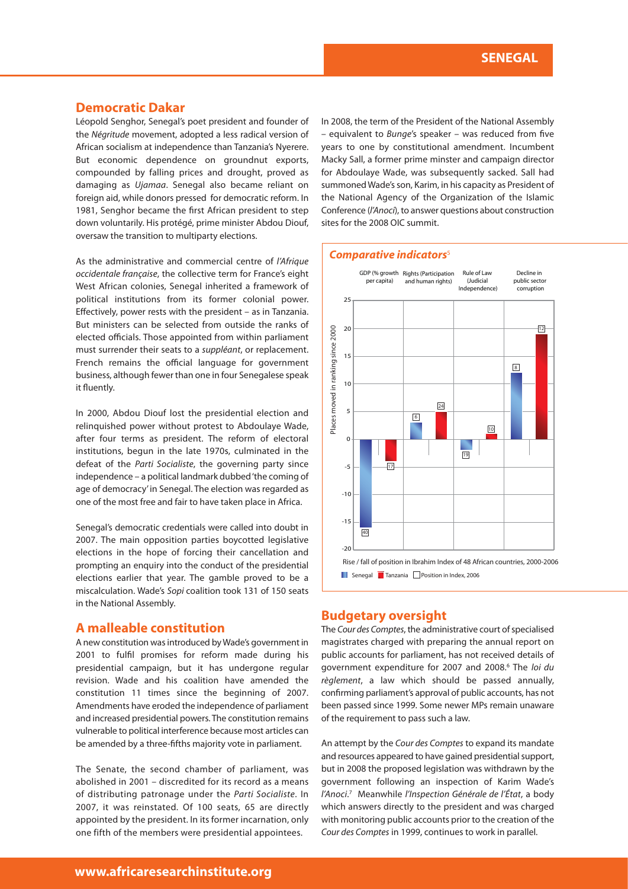## Democratic Dakar

Léopold Senghor, Senegal's poet president and founder of the *Négritude* movement, adopted a less radical version of African socialism at independence than Tanzania's Nyerere. But economic dependence on groundnut exports, compounded by falling prices and drought, proved as damaging as *Ujamaa*. Senegal also became reliant on foreign aid, while donors pressed for democratic reform. In 1981, Senghor became the first African president to step down voluntarily. His protégé, prime minister Abdou Diouf, oversaw the transition to multiparty elections.

As the administrative and commercial centre of *l'Afrique occidentale française*, the collective term for France's eight West African colonies, Senegal inherited a framework of political institutions from its former colonial power. Effectively, power rests with the president – as in Tanzania. But ministers can be selected from outside the ranks of elected officials. Those appointed from within parliament must surrender their seats to a *suppléant*, or replacement. French remains the official language for government business, although fewer than one in four Senegalese speak it fluently.

In 2000, Abdou Diouf lost the presidential election and relinquished power without protest to Abdoulaye Wade, after four terms as president. The reform of electoral institutions, begun in the late 1970s, culminated in the defeat of the *Parti Socialiste*, the governing party since independence – a political landmark dubbed 'the coming of age of democracy' in Senegal. The election was regarded as one of the most free and fair to have taken place in Africa.

Senegal's democratic credentials were called into doubt in 2007. The main opposition parties boycotted legislative elections in the hope of forcing their cancellation and prompting an enquiry into the conduct of the presidential elections earlier that year. The gamble proved to be a miscalculation. Wade's *Sopi* coalition took 131 of 150 seats in the National Assembly.

## A malleable constitution

A new constitution was introduced by Wade's government in 2001 to fulfil promises for reform made during his presidential campaign, but it has undergone regular revision. Wade and his coalition have amended the constitution 11 times since the beginning of 2007. Amendments have eroded the independence of parliament and increased presidential powers. The constitution remains vulnerable to political interference because most articles can be amended by a three-fifths majority vote in parliament.

The Senate, the second chamber of parliament, was abolished in 2001 – discredited for its record as a means of distributing patronage under the *Parti Socialiste*. In 2007, it was reinstated. Of 100 seats, 65 are directly appointed by the president. In its former incarnation, only one fifth of the members were presidential appointees.

In 2008, the term of the President of the National Assembly – equivalent to *Bunge*'s speaker – was reduced from five years to one by constitutional amendment. Incumbent Macky Sall, a former prime minster and campaign director for Abdoulaye Wade, was subsequently sacked. Sall had summoned Wade's son, Karim, in his capacity as President of the National Agency of the Organization of the Islamic Conference (*l'Anoci*), to answer questions about construction sites for the 2008 OIC summit.

***Comparative indicators***[5]

| | GDP (% growth per capita) | Rights (Participation and human rights) | Rule of Law (Judicial Independence) | Decline in public sector corruption |
|---|---|---|---|---|
| Senegal – position in Index, 2006 | 40 | 6 | 19 | 8 |
| Tanzania – position in Index, 2006 | 17 | 24 | 10 | 12 |

Rise / fall of position in Ibrahim Index of 48 African countries, 2000-2006 (Places moved in ranking since 2000)

Senegal | Tanzania | Position in Index, 2006

## Budgetary oversight

The *Cour des Comptes*, the administrative court of specialised magistrates charged with preparing the annual report on public accounts for parliament, has not received details of government expenditure for 2007 and 2008.[6] The *loi du règlement*, a law which should be passed annually, confirming parliament's approval of public accounts, has not been passed since 1999. Some newer MPs remain unaware of the requirement to pass such a law.

An attempt by the *Cour des Comptes* to expand its mandate and resources appeared to have gained presidential support, but in 2008 the proposed legislation was withdrawn by the government following an inspection of Karim Wade's *l'Anoci*.[7] Meanwhile *l'Inspection Générale de l'État*, a body which answers directly to the president and was charged with monitoring public accounts prior to the creation of the *Cour des Comptes* in 1999, continues to work in parallel.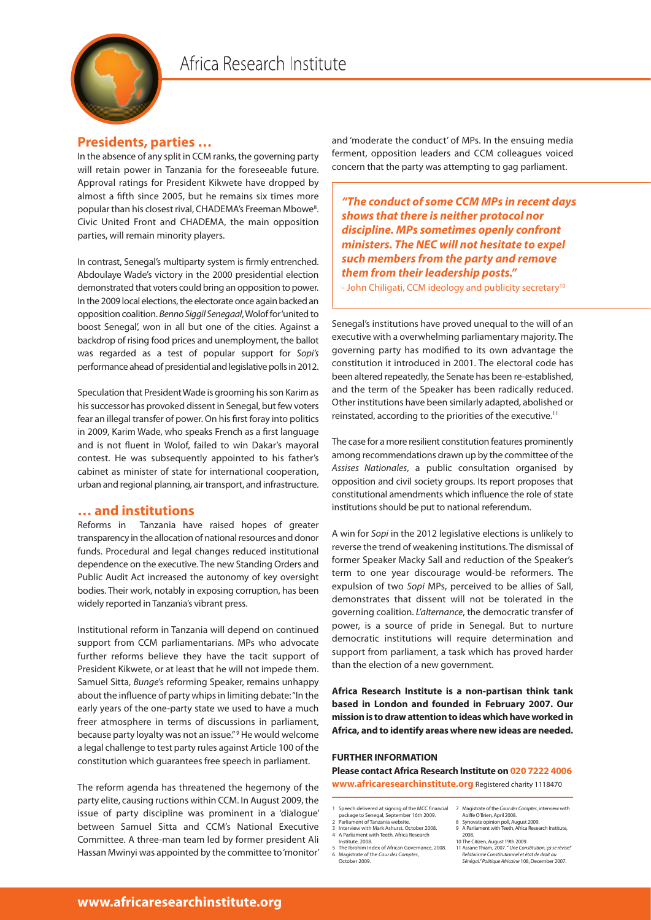## Presidents, parties …

In the absence of any split in CCM ranks, the governing party will retain power in Tanzania for the foreseeable future. Approval ratings for President Kikwete have dropped by almost a fifth since 2005, but he remains six times more popular than his closest rival, CHADEMA's Freeman Mbowe[8]. Civic United Front and CHADEMA, the main opposition parties, will remain minority players.

In contrast, Senegal's multiparty system is firmly entrenched. Abdoulaye Wade's victory in the 2000 presidential election demonstrated that voters could bring an opposition to power. In the 2009 local elections, the electorate once again backed an opposition coalition. *Benno Siggil Senegaal*, Wolof for 'united to boost Senegal', won in all but one of the cities. Against a backdrop of rising food prices and unemployment, the ballot was regarded as a test of popular support for *Sopi's* performance ahead of presidential and legislative polls in 2012.

Speculation that President Wade is grooming his son Karim as his successor has provoked dissent in Senegal, but few voters fear an illegal transfer of power. On his first foray into politics in 2009, Karim Wade, who speaks French as a first language and is not fluent in Wolof, failed to win Dakar's mayoral contest. He was subsequently appointed to his father's cabinet as minister of state for international cooperation, urban and regional planning, air transport, and infrastructure.

## … and institutions

Reforms in Tanzania have raised hopes of greater transparency in the allocation of national resources and donor funds. Procedural and legal changes reduced institutional dependence on the executive. The new Standing Orders and Public Audit Act increased the autonomy of key oversight bodies. Their work, notably in exposing corruption, has been widely reported in Tanzania's vibrant press.

Institutional reform in Tanzania will depend on continued support from CCM parliamentarians. MPs who advocate further reforms believe they have the tacit support of President Kikwete, or at least that he will not impede them. Samuel Sitta, *Bunge*'s reforming Speaker, remains unhappy about the influence of party whips in limiting debate: "In the early years of the one-party state we used to have a much freer atmosphere in terms of discussions in parliament, because party loyalty was not an issue."[9] He would welcome a legal challenge to test party rules against Article 100 of the constitution which guarantees free speech in parliament.

The reform agenda has threatened the hegemony of the party elite, causing ructions within CCM. In August 2009, the issue of party discipline was prominent in a 'dialogue' between Samuel Sitta and CCM's National Executive Committee. A three-man team led by former president Ali Hassan Mwinyi was appointed by the committee to 'monitor' and 'moderate the conduct' of MPs. In the ensuing media ferment, opposition leaders and CCM colleagues voiced concern that the party was attempting to gag parliament.

> ***"The conduct of some CCM MPs in recent days shows that there is neither protocol nor discipline. MPs sometimes openly confront ministers. The NEC will not hesitate to expel such members from the party and remove them from their leadership posts."***
> \- John Chiligati, CCM ideology and publicity secretary[10]

Senegal's institutions have proved unequal to the will of an executive with a overwhelming parliamentary majority. The governing party has modified to its own advantage the constitution it introduced in 2001. The electoral code has been altered repeatedly, the Senate has been re-established, and the term of the Speaker has been radically reduced. Other institutions have been similarly adapted, abolished or reinstated, according to the priorities of the executive.[11]

The case for a more resilient constitution features prominently among recommendations drawn up by the committee of the *Assises Nationales*, a public consultation organised by opposition and civil society groups. Its report proposes that constitutional amendments which influence the role of state institutions should be put to national referendum.

A win for *Sopi* in the 2012 legislative elections is unlikely to reverse the trend of weakening institutions. The dismissal of former Speaker Macky Sall and reduction of the Speaker's term to one year discourage would-be reformers. The expulsion of two *Sopi* MPs, perceived to be allies of Sall, demonstrates that dissent will not be tolerated in the governing coalition. *L'alternance*, the democratic transfer of power, is a source of pride in Senegal. But to nurture democratic institutions will require determination and support from parliament, a task which has proved harder than the election of a new government.

**Africa Research Institute is a non-partisan think tank based in London and founded in February 2007. Our mission is to draw attention to ideas which have worked in Africa, and to identify areas where new ideas are needed.**

**FURTHER INFORMATION**

**Please contact Africa Research Institute on 020 7222 4006**
**www.africaresearchinstitute.org** Registered charity 1118470

1. Speech delivered at signing of the MCC financial package to Senegal, September 16th 2009.
2. Parliament of Tanzania website.
3. Interview with Mark Ashurst, October 2008.
4. A Parliament with Teeth, Africa Research Institute, 2008.
5. The Ibrahim Index of African Governance, 2008.
6. Magistrate of the *Cour des Comptes*, October 2009.
7. Magistrate of the *Cour des Comptes*, interview with Aoiffe O'Brien, April 2008.
8. Synovate opinion poll, August 2009.
9. A Parliament with Teeth, Africa Research Institute, 2008.
10. The Citizen, August 19th 2009.
11. Assane Thiam, 2007. "*Une Constitution, ça se révise!' Relativisme Constitutionnel et état de droit au Sénégal.*" *Politique Africaine* 108, December 2007.